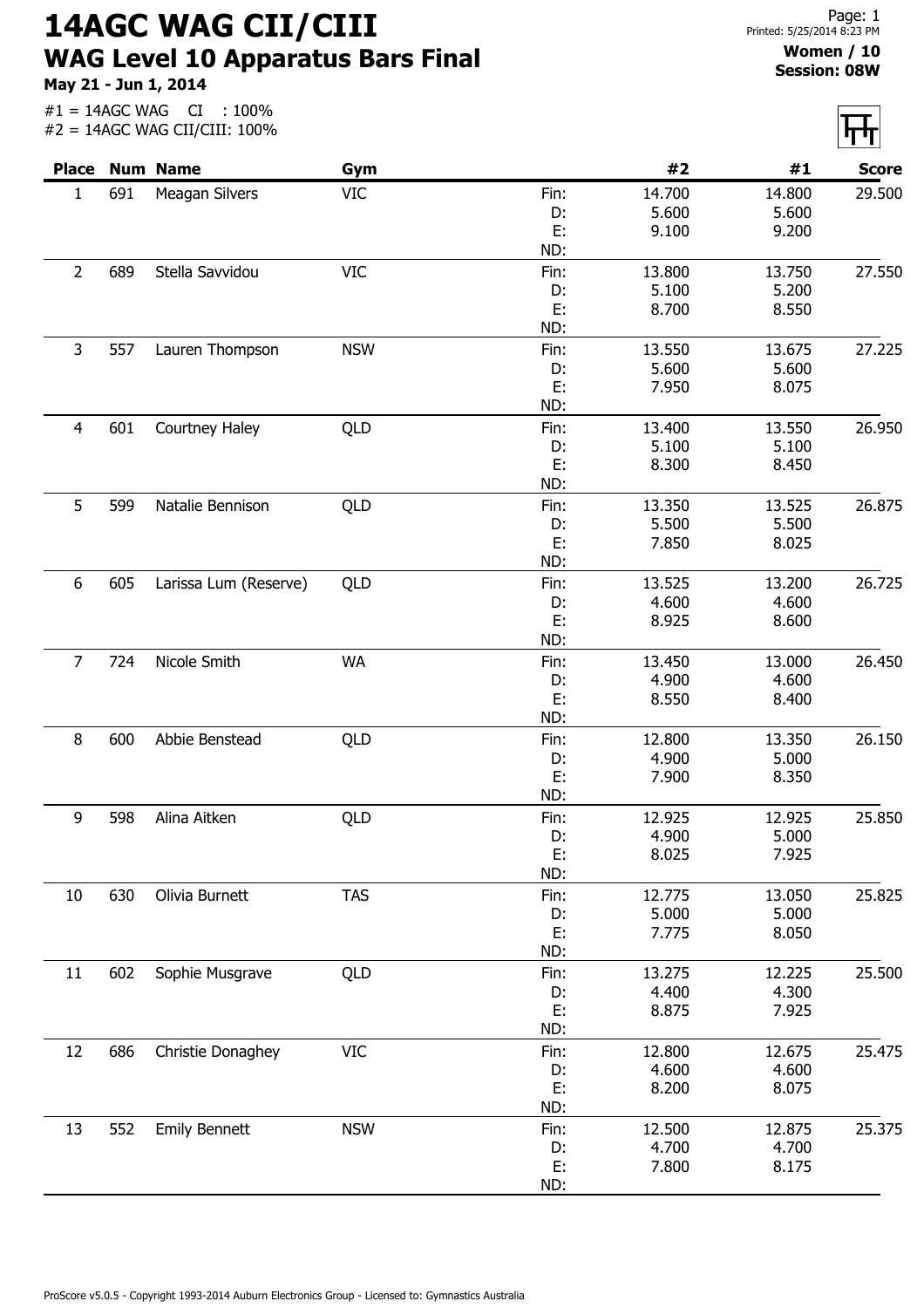# 14AGC WAG CII/CIII

## WAG Level 10 Apparatus Bars Final

**May 21 - Jun 1, 2014**

**Women / 10**
**Session: 08W**

#1 = 14AGC WAG CI : 100%
#2 = 14AGC WAG CII/CIII: 100%

| Place | Num | Name | Gym | | #2 | #1 | Score |
|---|---|---|---|---|---|---|---|
| 1 | 691 | Meagan Silvers | VIC | Fin: | 14.700 | 14.800 | 29.500 |
| | | | | D: | 5.600 | 5.600 | |
| | | | | E: | 9.100 | 9.200 | |
| | | | | ND: | | | |
| 2 | 689 | Stella Savvidou | VIC | Fin: | 13.800 | 13.750 | 27.550 |
| | | | | D: | 5.100 | 5.200 | |
| | | | | E: | 8.700 | 8.550 | |
| | | | | ND: | | | |
| 3 | 557 | Lauren Thompson | NSW | Fin: | 13.550 | 13.675 | 27.225 |
| | | | | D: | 5.600 | 5.600 | |
| | | | | E: | 7.950 | 8.075 | |
| | | | | ND: | | | |
| 4 | 601 | Courtney Haley | QLD | Fin: | 13.400 | 13.550 | 26.950 |
| | | | | D: | 5.100 | 5.100 | |
| | | | | E: | 8.300 | 8.450 | |
| | | | | ND: | | | |
| 5 | 599 | Natalie Bennison | QLD | Fin: | 13.350 | 13.525 | 26.875 |
| | | | | D: | 5.500 | 5.500 | |
| | | | | E: | 7.850 | 8.025 | |
| | | | | ND: | | | |
| 6 | 605 | Larissa Lum (Reserve) | QLD | Fin: | 13.525 | 13.200 | 26.725 |
| | | | | D: | 4.600 | 4.600 | |
| | | | | E: | 8.925 | 8.600 | |
| | | | | ND: | | | |
| 7 | 724 | Nicole Smith | WA | Fin: | 13.450 | 13.000 | 26.450 |
| | | | | D: | 4.900 | 4.600 | |
| | | | | E: | 8.550 | 8.400 | |
| | | | | ND: | | | |
| 8 | 600 | Abbie Benstead | QLD | Fin: | 12.800 | 13.350 | 26.150 |
| | | | | D: | 4.900 | 5.000 | |
| | | | | E: | 7.900 | 8.350 | |
| | | | | ND: | | | |
| 9 | 598 | Alina Aitken | QLD | Fin: | 12.925 | 12.925 | 25.850 |
| | | | | D: | 4.900 | 5.000 | |
| | | | | E: | 8.025 | 7.925 | |
| | | | | ND: | | | |
| 10 | 630 | Olivia Burnett | TAS | Fin: | 12.775 | 13.050 | 25.825 |
| | | | | D: | 5.000 | 5.000 | |
| | | | | E: | 7.775 | 8.050 | |
| | | | | ND: | | | |
| 11 | 602 | Sophie Musgrave | QLD | Fin: | 13.275 | 12.225 | 25.500 |
| | | | | D: | 4.400 | 4.300 | |
| | | | | E: | 8.875 | 7.925 | |
| | | | | ND: | | | |
| 12 | 686 | Christie Donaghey | VIC | Fin: | 12.800 | 12.675 | 25.475 |
| | | | | D: | 4.600 | 4.600 | |
| | | | | E: | 8.200 | 8.075 | |
| | | | | ND: | | | |
| 13 | 552 | Emily Bennett | NSW | Fin: | 12.500 | 12.875 | 25.375 |
| | | | | D: | 4.700 | 4.700 | |
| | | | | E: | 7.800 | 8.175 | |
| | | | | ND: | | | |

ProScore v5.0.5 - Copyright 1993-2014 Auburn Electronics Group - Licensed to: Gymnastics Australia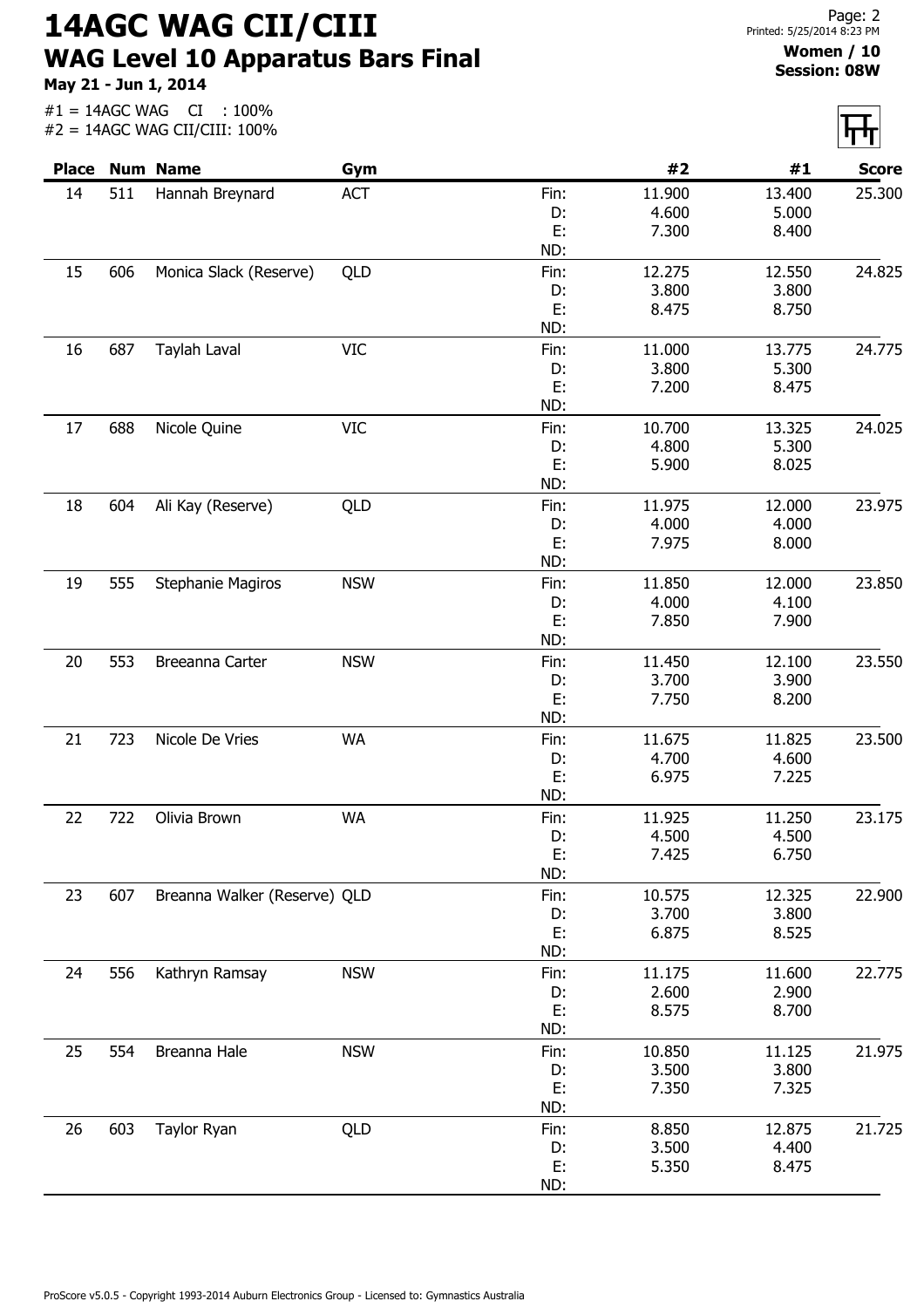# 14AGC WAG CII/CIII

## WAG Level 10 Apparatus Bars Final

**May 21 - Jun 1, 2014**

#1 = 14AGC WAG CI : 100%
#2 = 14AGC WAG CII/CIII: 100%

**Women / 10**
**Session: 08W**

| Place | Num | Name | Gym | | #2 | #1 | Score |
|---|---|---|---|---|---|---|---|
| 14 | 511 | Hannah Breynard | ACT | Fin: | 11.900 | 13.400 | 25.300 |
| | | | | D: | 4.600 | 5.000 | |
| | | | | E: | 7.300 | 8.400 | |
| | | | | ND: | | | |
| 15 | 606 | Monica Slack (Reserve) | QLD | Fin: | 12.275 | 12.550 | 24.825 |
| | | | | D: | 3.800 | 3.800 | |
| | | | | E: | 8.475 | 8.750 | |
| | | | | ND: | | | |
| 16 | 687 | Taylah Laval | VIC | Fin: | 11.000 | 13.775 | 24.775 |
| | | | | D: | 3.800 | 5.300 | |
| | | | | E: | 7.200 | 8.475 | |
| | | | | ND: | | | |
| 17 | 688 | Nicole Quine | VIC | Fin: | 10.700 | 13.325 | 24.025 |
| | | | | D: | 4.800 | 5.300 | |
| | | | | E: | 5.900 | 8.025 | |
| | | | | ND: | | | |
| 18 | 604 | Ali Kay (Reserve) | QLD | Fin: | 11.975 | 12.000 | 23.975 |
| | | | | D: | 4.000 | 4.000 | |
| | | | | E: | 7.975 | 8.000 | |
| | | | | ND: | | | |
| 19 | 555 | Stephanie Magiros | NSW | Fin: | 11.850 | 12.000 | 23.850 |
| | | | | D: | 4.000 | 4.100 | |
| | | | | E: | 7.850 | 7.900 | |
| | | | | ND: | | | |
| 20 | 553 | Breeanna Carter | NSW | Fin: | 11.450 | 12.100 | 23.550 |
| | | | | D: | 3.700 | 3.900 | |
| | | | | E: | 7.750 | 8.200 | |
| | | | | ND: | | | |
| 21 | 723 | Nicole De Vries | WA | Fin: | 11.675 | 11.825 | 23.500 |
| | | | | D: | 4.700 | 4.600 | |
| | | | | E: | 6.975 | 7.225 | |
| | | | | ND: | | | |
| 22 | 722 | Olivia Brown | WA | Fin: | 11.925 | 11.250 | 23.175 |
| | | | | D: | 4.500 | 4.500 | |
| | | | | E: | 7.425 | 6.750 | |
| | | | | ND: | | | |
| 23 | 607 | Breanna Walker (Reserve) | QLD | Fin: | 10.575 | 12.325 | 22.900 |
| | | | | D: | 3.700 | 3.800 | |
| | | | | E: | 6.875 | 8.525 | |
| | | | | ND: | | | |
| 24 | 556 | Kathryn Ramsay | NSW | Fin: | 11.175 | 11.600 | 22.775 |
| | | | | D: | 2.600 | 2.900 | |
| | | | | E: | 8.575 | 8.700 | |
| | | | | ND: | | | |
| 25 | 554 | Breanna Hale | NSW | Fin: | 10.850 | 11.125 | 21.975 |
| | | | | D: | 3.500 | 3.800 | |
| | | | | E: | 7.350 | 7.325 | |
| | | | | ND: | | | |
| 26 | 603 | Taylor Ryan | QLD | Fin: | 8.850 | 12.875 | 21.725 |
| | | | | D: | 3.500 | 4.400 | |
| | | | | E: | 5.350 | 8.475 | |
| | | | | ND: | | | |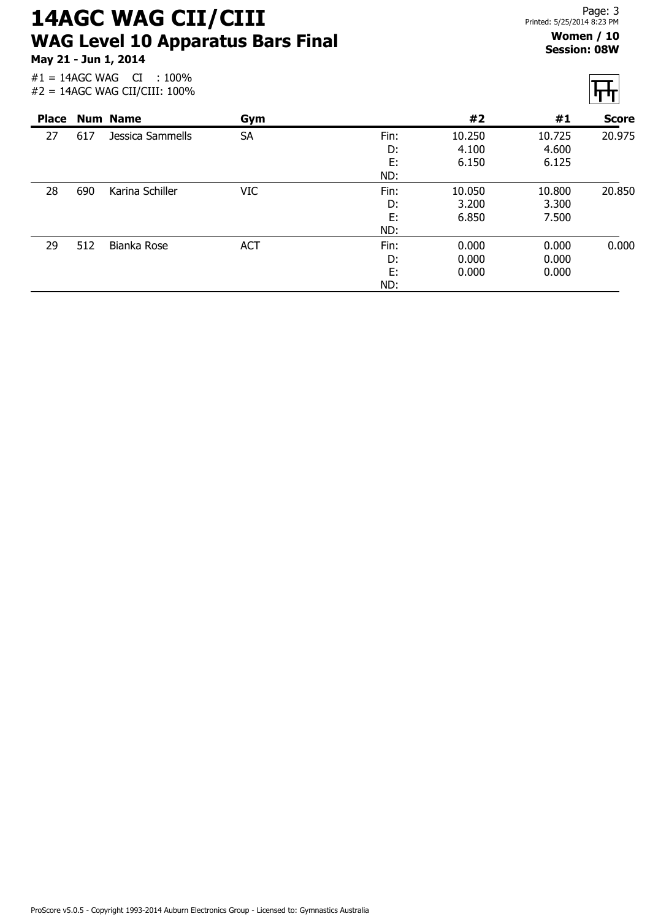# 14AGC WAG CII/CIII

## WAG Level 10 Apparatus Bars Final

**May 21 - Jun 1, 2014**

**Women / 10**
**Session: 08W**

#1 = 14AGC WAG CI : 100%
#2 = 14AGC WAG CII/CIII: 100%

| Place | Num | Name | Gym | | #2 | #1 | Score |
|---|---|---|---|---|---|---|---|
| 27 | 617 | Jessica Sammells | SA | Fin: | 10.250 | 10.725 | 20.975 |
| | | | | D: | 4.100 | 4.600 | |
| | | | | E: | 6.150 | 6.125 | |
| | | | | ND: | | | |
| 28 | 690 | Karina Schiller | VIC | Fin: | 10.050 | 10.800 | 20.850 |
| | | | | D: | 3.200 | 3.300 | |
| | | | | E: | 6.850 | 7.500 | |
| | | | | ND: | | | |
| 29 | 512 | Bianka Rose | ACT | Fin: | 0.000 | 0.000 | 0.000 |
| | | | | D: | 0.000 | 0.000 | |
| | | | | E: | 0.000 | 0.000 | |
| | | | | ND: | | | |

ProScore v5.0.5 - Copyright 1993-2014 Auburn Electronics Group - Licensed to: Gymnastics Australia